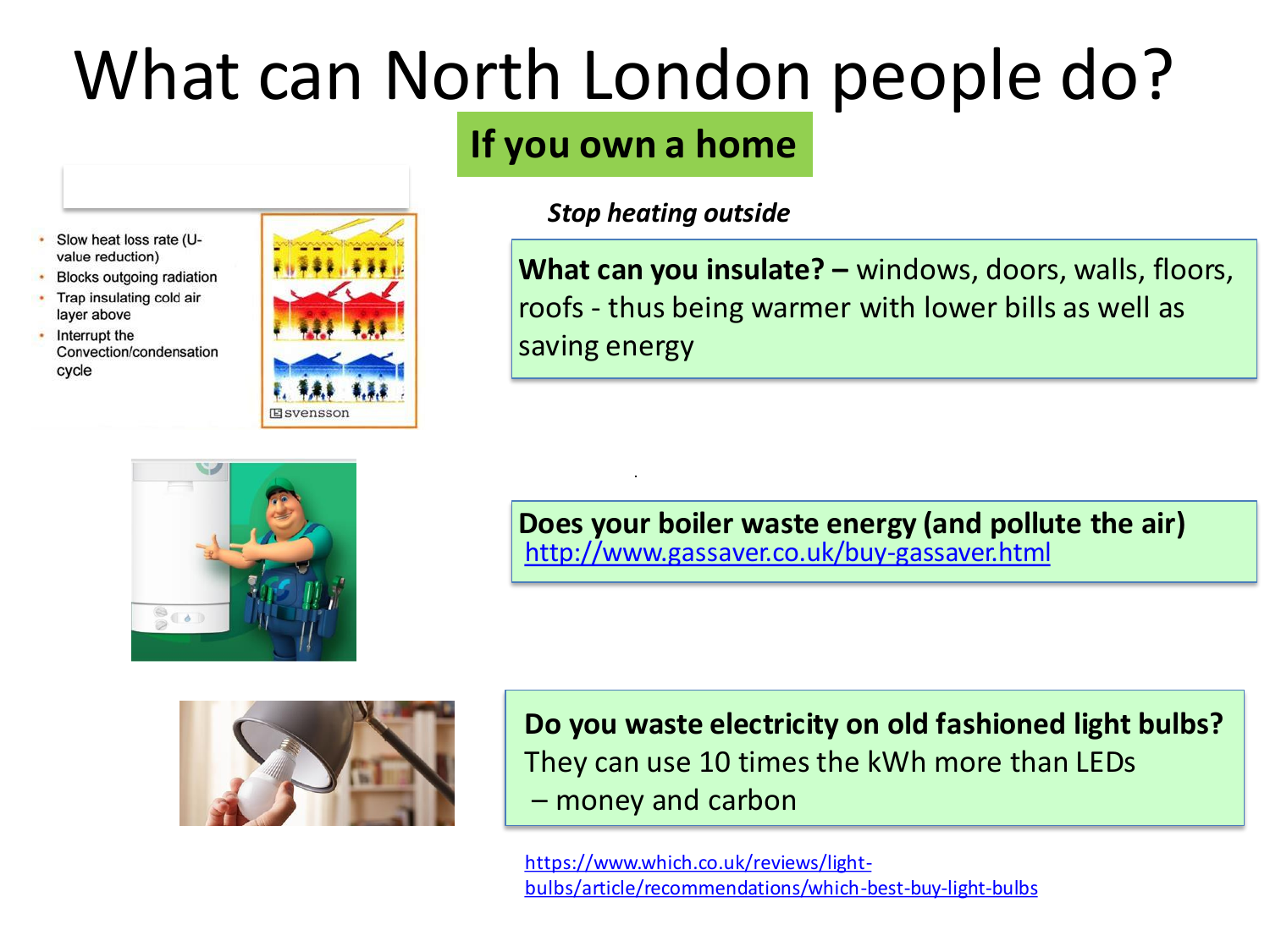# What can North London people do?

## If you own a home

- Slow heat loss rate (U-value reduction)
- Blocks outgoing radiation
- Trap insulating cold air layer above
- Interrupt the Convection/condensation cycle

*Stop heating outside*

**What can you insulate? –** windows, doors, walls, floors, roofs - thus being warmer with lower bills as well as saving energy

**Does your boiler waste energy (and pollute the air)**
http://www.gassaver.co.uk/buy-gassaver.html

**Do you waste electricity on old fashioned light bulbs?**
They can use 10 times the kWh more than LEDs
– money and carbon

https://www.which.co.uk/reviews/light-bulbs/article/recommendations/which-best-buy-light-bulbs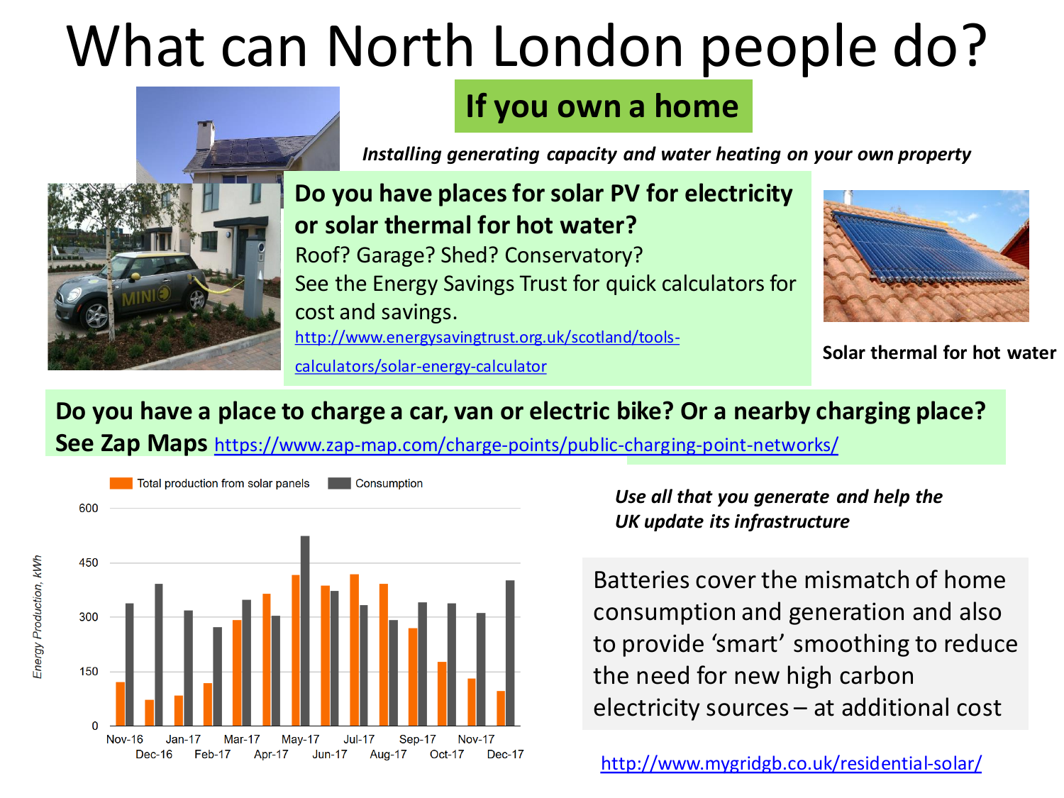# What can North London people do?

## If you own a home

*Installing generating capacity and water heating on your own property*

**Do you have places for solar PV for electricity or solar thermal for hot water?**

Roof? Garage? Shed? Conservatory?

See the Energy Savings Trust for quick calculators for cost and savings.

http://www.energysavingtrust.org.uk/scotland/tools-calculators/solar-energy-calculator

**Solar thermal for hot water**

**Do you have a place to charge a car, van or electric bike? Or a nearby charging place?**

**See Zap Maps** https://www.zap-map.com/charge-points/public-charging-point-networks/

*Use all that you generate and help the UK update its infrastructure*

Batteries cover the mismatch of home consumption and generation and also to provide 'smart' smoothing to reduce the need for new high carbon electricity sources – at additional cost

http://www.mygridgb.co.uk/residential-solar/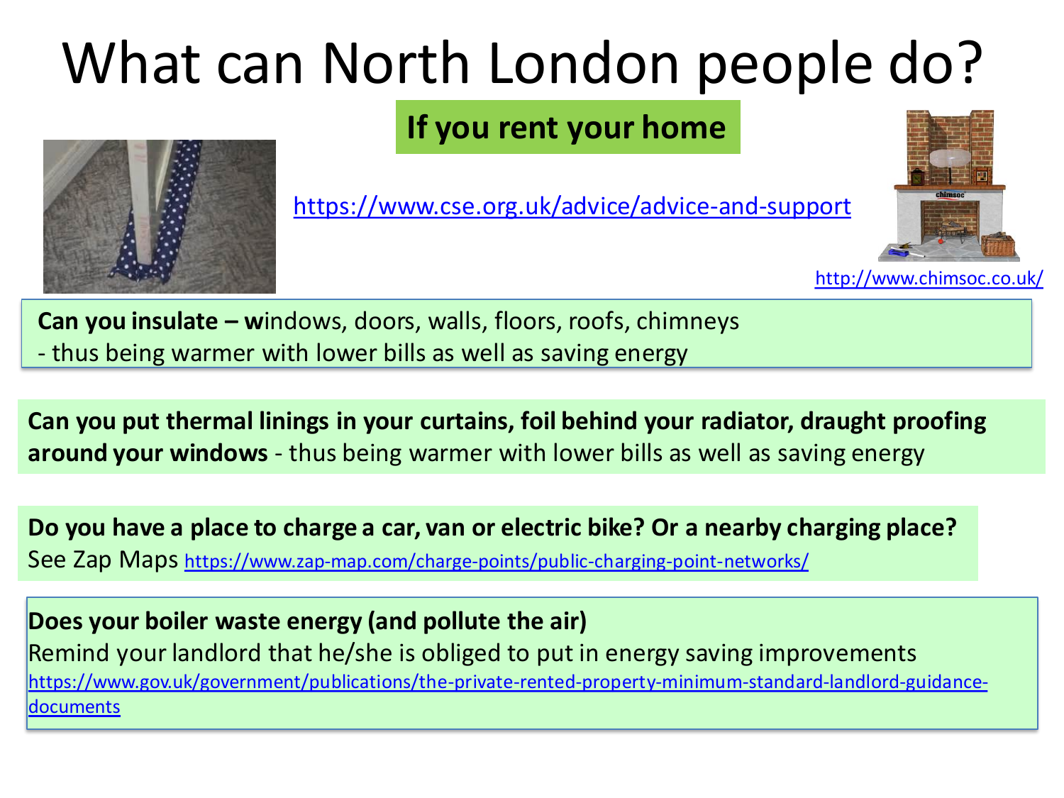# What can North London people do?

## If you rent your home

https://www.cse.org.uk/advice/advice-and-support

http://www.chimsoc.co.uk/

**Can you insulate – w**indows, doors, walls, floors, roofs, chimneys
- thus being warmer with lower bills as well as saving energy

**Can you put thermal linings in your curtains, foil behind your radiator, draught proofing around your windows** - thus being warmer with lower bills as well as saving energy

**Do you have a place to charge a car, van or electric bike? Or a nearby charging place?**
See Zap Maps https://www.zap-map.com/charge-points/public-charging-point-networks/

**Does your boiler waste energy (and pollute the air)**
Remind your landlord that he/she is obliged to put in energy saving improvements
https://www.gov.uk/government/publications/the-private-rented-property-minimum-standard-landlord-guidance-documents